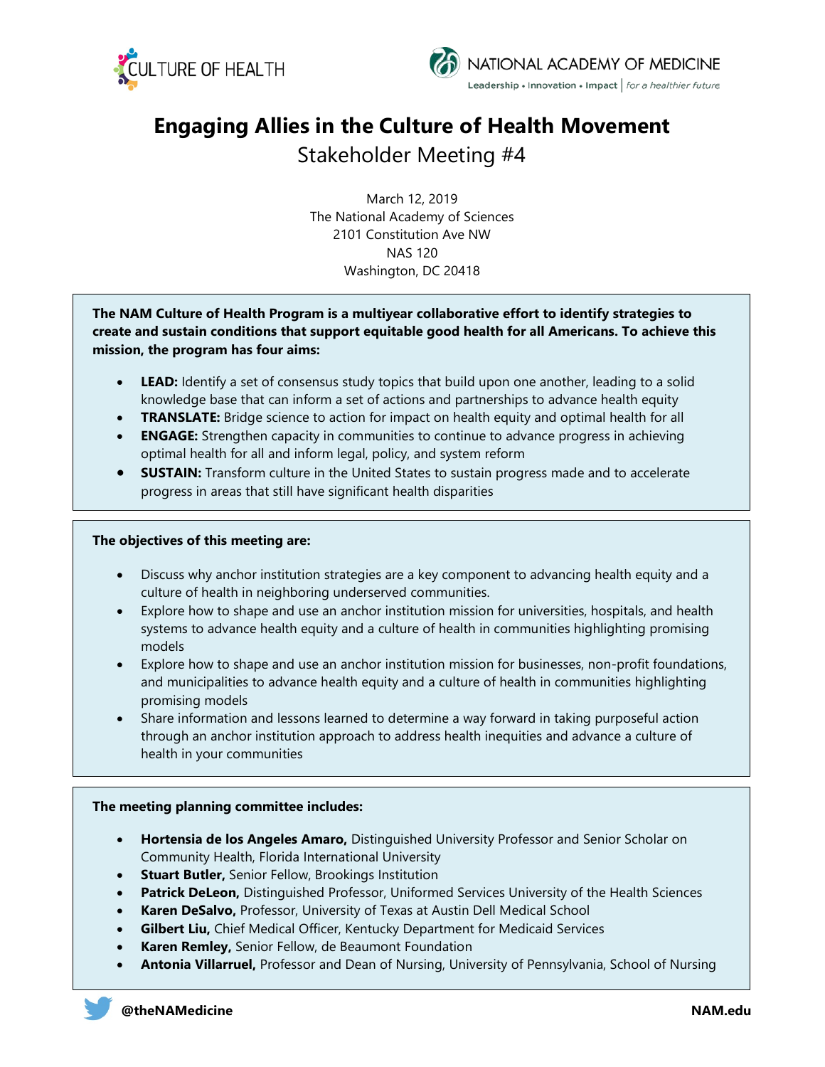# Engaging Allies in the Culture of Health Movement

## Stakeholder Meeting #4

March 12, 2019
The National Academy of Sciences
2101 Constitution Ave NW
NAS 120
Washington, DC 20418

**The NAM Culture of Health Program is a multiyear collaborative effort to identify strategies to create and sustain conditions that support equitable good health for all Americans. To achieve this mission, the program has four aims:**

- **LEAD:** Identify a set of consensus study topics that build upon one another, leading to a solid knowledge base that can inform a set of actions and partnerships to advance health equity
- **TRANSLATE:** Bridge science to action for impact on health equity and optimal health for all
- **ENGAGE:** Strengthen capacity in communities to continue to advance progress in achieving optimal health for all and inform legal, policy, and system reform
- **SUSTAIN:** Transform culture in the United States to sustain progress made and to accelerate progress in areas that still have significant health disparities

**The objectives of this meeting are:**

- Discuss why anchor institution strategies are a key component to advancing health equity and a culture of health in neighboring underserved communities.
- Explore how to shape and use an anchor institution mission for universities, hospitals, and health systems to advance health equity and a culture of health in communities highlighting promising models
- Explore how to shape and use an anchor institution mission for businesses, non-profit foundations, and municipalities to advance health equity and a culture of health in communities highlighting promising models
- Share information and lessons learned to determine a way forward in taking purposeful action through an anchor institution approach to address health inequities and advance a culture of health in your communities

**The meeting planning committee includes:**

- **Hortensia de los Angeles Amaro,** Distinguished University Professor and Senior Scholar on Community Health, Florida International University
- **Stuart Butler,** Senior Fellow, Brookings Institution
- **Patrick DeLeon,** Distinguished Professor, Uniformed Services University of the Health Sciences
- **Karen DeSalvo,** Professor, University of Texas at Austin Dell Medical School
- **Gilbert Liu,** Chief Medical Officer, Kentucky Department for Medicaid Services
- **Karen Remley,** Senior Fellow, de Beaumont Foundation
- **Antonia Villarruel,** Professor and Dean of Nursing, University of Pennsylvania, School of Nursing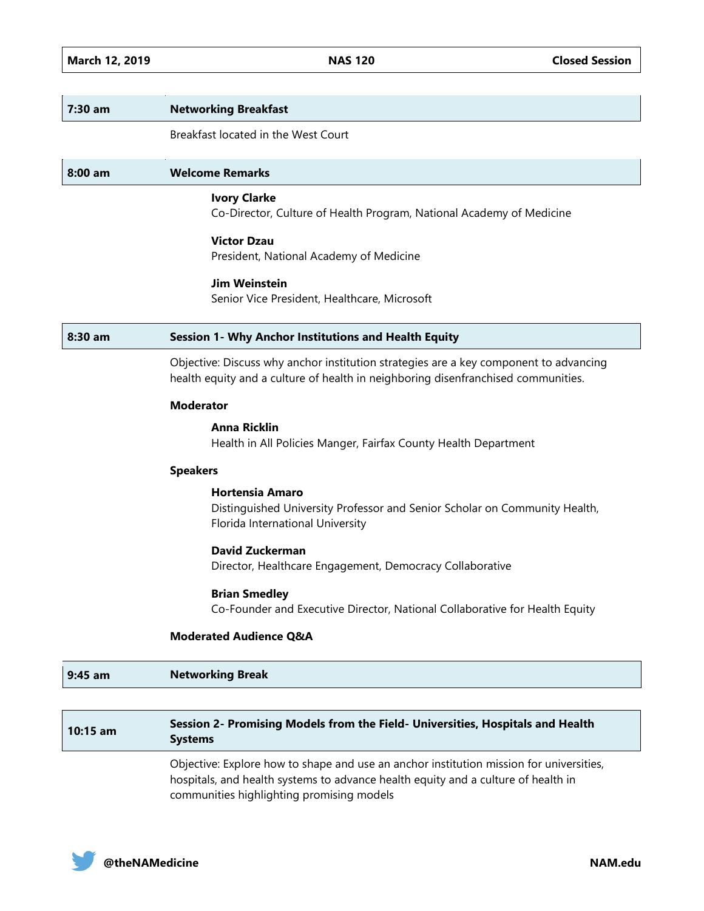**March 12, 2019** | **NAS 120** | **Closed Session**

## 7:30 am — Networking Breakfast

Breakfast located in the West Court

## 8:00 am — Welcome Remarks

**Ivory Clarke**
Co-Director, Culture of Health Program, National Academy of Medicine

**Victor Dzau**
President, National Academy of Medicine

**Jim Weinstein**
Senior Vice President, Healthcare, Microsoft

## 8:30 am — Session 1- Why Anchor Institutions and Health Equity

Objective: Discuss why anchor institution strategies are a key component to advancing health equity and a culture of health in neighboring disenfranchised communities.

**Moderator**

**Anna Ricklin**
Health in All Policies Manger, Fairfax County Health Department

**Speakers**

**Hortensia Amaro**
Distinguished University Professor and Senior Scholar on Community Health, Florida International University

**David Zuckerman**
Director, Healthcare Engagement, Democracy Collaborative

**Brian Smedley**
Co-Founder and Executive Director, National Collaborative for Health Equity

**Moderated Audience Q&A**

## 9:45 am — Networking Break

## 10:15 am — Session 2- Promising Models from the Field- Universities, Hospitals and Health Systems

Objective: Explore how to shape and use an anchor institution mission for universities, hospitals, and health systems to advance health equity and a culture of health in communities highlighting promising models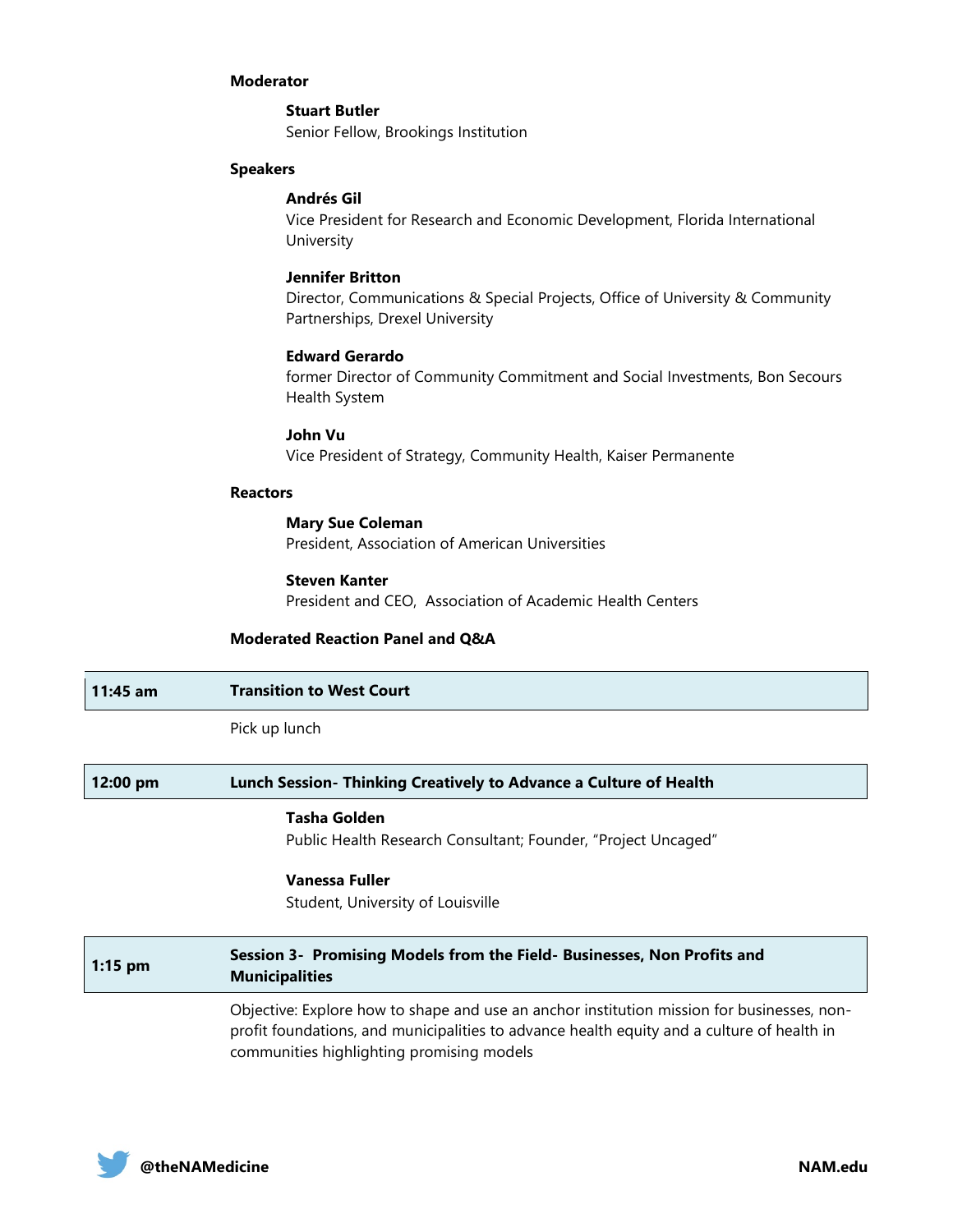**Moderator**

**Stuart Butler**
Senior Fellow, Brookings Institution

**Speakers**

**Andrés Gil**
Vice President for Research and Economic Development, Florida International University

**Jennifer Britton**
Director, Communications & Special Projects, Office of University & Community Partnerships, Drexel University

**Edward Gerardo**
former Director of Community Commitment and Social Investments, Bon Secours Health System

**John Vu**
Vice President of Strategy, Community Health, Kaiser Permanente

**Reactors**

**Mary Sue Coleman**
President, Association of American Universities

**Steven Kanter**
President and CEO, Association of Academic Health Centers

**Moderated Reaction Panel and Q&A**

| **11:45 am** | **Transition to West Court** |
|---|---|

Pick up lunch

| **12:00 pm** | **Lunch Session- Thinking Creatively to Advance a Culture of Health** |
|---|---|

**Tasha Golden**
Public Health Research Consultant; Founder, "Project Uncaged"

**Vanessa Fuller**
Student, University of Louisville

| **1:15 pm** | **Session 3- Promising Models from the Field- Businesses, Non Profits and Municipalities** |
|---|---|

Objective: Explore how to shape and use an anchor institution mission for businesses, non-profit foundations, and municipalities to advance health equity and a culture of health in communities highlighting promising models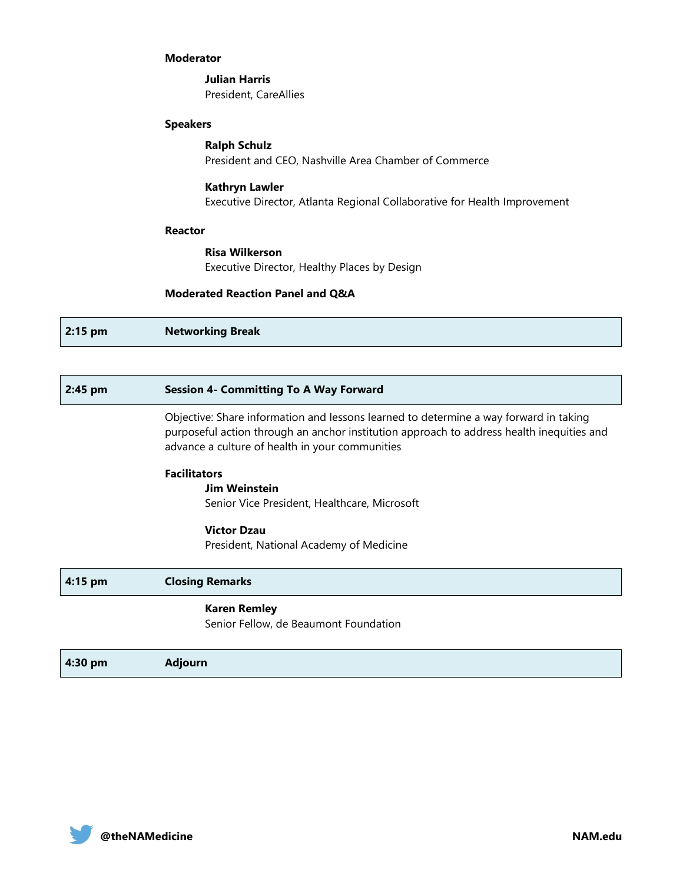**Moderator**

**Julian Harris**
President, CareAllies

**Speakers**

**Ralph Schulz**
President and CEO, Nashville Area Chamber of Commerce

**Kathryn Lawler**
Executive Director, Atlanta Regional Collaborative for Health Improvement

**Reactor**

**Risa Wilkerson**
Executive Director, Healthy Places by Design

**Moderated Reaction Panel and Q&A**

| | |
|---|---|
| **2:15 pm** | **Networking Break** |

| | |
|---|---|
| **2:45 pm** | **Session 4- Committing To A Way Forward** |

Objective: Share information and lessons learned to determine a way forward in taking purposeful action through an anchor institution approach to address health inequities and advance a culture of health in your communities

**Facilitators**

**Jim Weinstein**
Senior Vice President, Healthcare, Microsoft

**Victor Dzau**
President, National Academy of Medicine

| | |
|---|---|
| **4:15 pm** | **Closing Remarks** |

**Karen Remley**
Senior Fellow, de Beaumont Foundation

| | |
|---|---|
| **4:30 pm** | **Adjourn** |